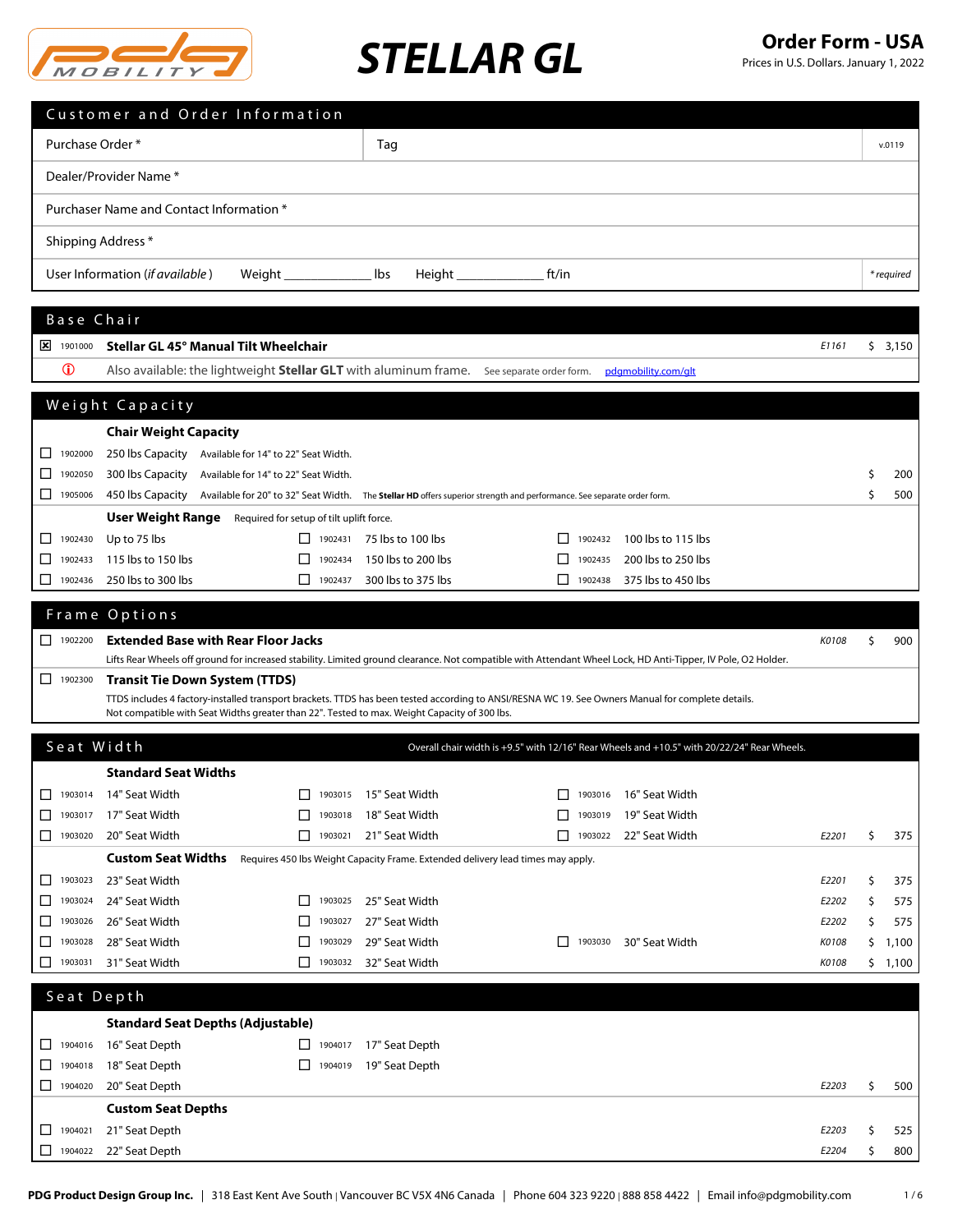PDG MOBILITY

# STELLAR GL

**Order Form - USA**
Prices in U.S. Dollars. January 1, 2022

## Customer and Order Information

| | | |
|---|---|---|
| Purchase Order * | Tag | v.0119 |
| Dealer/Provider Name * | | |
| Purchaser Name and Contact Information * | | |
| Shipping Address * | | |
| User Information (*if available*) Weight ____________ lbs Height ____________ ft/in | | *\* required* |

## Base Chair

| | Code | Description | HCPCS | Price |
|---|---|---|---|---|
| ☒ | 1901000 | **Stellar GL 45° Manual Tilt Wheelchair** | E1161 | $ 3,150 |
| ⓘ | | Also available: the lightweight **Stellar GLT** with aluminum frame. See separate order form. pdgmobility.com/glt | | |

## Weight Capacity

**Chair Weight Capacity**

| | Code | Description | Notes | Price |
|---|---|---|---|---|
| ☐ | 1902000 | 250 lbs Capacity | Available for 14" to 22" Seat Width. | |
| ☐ | 1902050 | 300 lbs Capacity | Available for 14" to 22" Seat Width. | $ 200 |
| ☐ | 1905006 | 450 lbs Capacity | Available for 20" to 32" Seat Width. The **Stellar HD** offers superior strength and performance. See separate order form. | $ 500 |

**User Weight Range** Required for setup of tilt uplift force.

| | Code | Range | | Code | Range | | Code | Range |
|---|---|---|---|---|---|---|---|---|
| ☐ | 1902430 | Up to 75 lbs | ☐ | 1902431 | 75 lbs to 100 lbs | ☐ | 1902432 | 100 lbs to 115 lbs |
| ☐ | 1902433 | 115 lbs to 150 lbs | ☐ | 1902434 | 150 lbs to 200 lbs | ☐ | 1902435 | 200 lbs to 250 lbs |
| ☐ | 1902436 | 250 lbs to 300 lbs | ☐ | 1902437 | 300 lbs to 375 lbs | ☐ | 1902438 | 375 lbs to 450 lbs |

## Frame Options

| | Code | Description | HCPCS | Price |
|---|---|---|---|---|
| ☐ | 1902200 | **Extended Base with Rear Floor Jacks**<br>Lifts Rear Wheels off ground for increased stability. Limited ground clearance. Not compatible with Attendant Wheel Lock, HD Anti-Tipper, IV Pole, O2 Holder. | K0108 | $ 900 |
| ☐ | 1902300 | **Transit Tie Down System (TTDS)**<br>TTDS includes 4 factory-installed transport brackets. TTDS has been tested according to ANSI/RESNA WC 19. See Owners Manual for complete details.<br>Not compatible with Seat Widths greater than 22". Tested to max. Weight Capacity of 300 lbs. | | |

## Seat Width

Overall chair width is +9.5" with 12/16" Rear Wheels and +10.5" with 20/22/24" Rear Wheels.

**Standard Seat Widths**

| | Code | Width | | Code | Width | | Code | Width | HCPCS | Price |
|---|---|---|---|---|---|---|---|---|---|---|
| ☐ | 1903014 | 14" Seat Width | ☐ | 1903015 | 15" Seat Width | ☐ | 1903016 | 16" Seat Width | | |
| ☐ | 1903017 | 17" Seat Width | ☐ | 1903018 | 18" Seat Width | ☐ | 1903019 | 19" Seat Width | | |
| ☐ | 1903020 | 20" Seat Width | ☐ | 1903021 | 21" Seat Width | ☐ | 1903022 | 22" Seat Width | E2201 | $ 375 |

**Custom Seat Widths** Requires 450 lbs Weight Capacity Frame. Extended delivery lead times may apply.

| | Code | Width | | Code | Width | | Code | Width | HCPCS | Price |
|---|---|---|---|---|---|---|---|---|---|---|
| ☐ | 1903023 | 23" Seat Width | | | | | | | E2201 | $ 375 |
| ☐ | 1903024 | 24" Seat Width | ☐ | 1903025 | 25" Seat Width | | | | E2202 | $ 575 |
| ☐ | 1903026 | 26" Seat Width | ☐ | 1903027 | 27" Seat Width | | | | E2202 | $ 575 |
| ☐ | 1903028 | 28" Seat Width | ☐ | 1903029 | 29" Seat Width | ☐ | 1903030 | 30" Seat Width | K0108 | $ 1,100 |
| ☐ | 1903031 | 31" Seat Width | ☐ | 1903032 | 32" Seat Width | | | | K0108 | $ 1,100 |

## Seat Depth

**Standard Seat Depths (Adjustable)**

| | Code | Depth | | Code | Depth | HCPCS | Price |
|---|---|---|---|---|---|---|---|
| ☐ | 1904016 | 16" Seat Depth | ☐ | 1904017 | 17" Seat Depth | | |
| ☐ | 1904018 | 18" Seat Depth | ☐ | 1904019 | 19" Seat Depth | | |
| ☐ | 1904020 | 20" Seat Depth | | | | E2203 | $ 500 |

**Custom Seat Depths**

| | Code | Depth | HCPCS | Price |
|---|---|---|---|---|
| ☐ | 1904021 | 21" Seat Depth | E2203 | $ 525 |
| ☐ | 1904022 | 22" Seat Depth | E2204 | $ 800 |

**PDG Product Design Group Inc.** | 318 East Kent Ave South | Vancouver BC V5X 4N6 Canada | Phone 604 323 9220 | 888 858 4422 | Email info@pdgmobility.com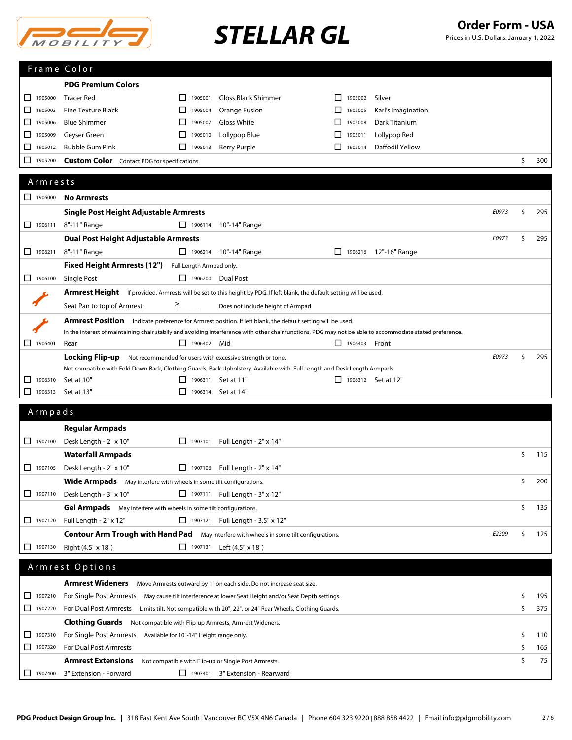# STELLAR GL

**Order Form - USA**
Prices in U.S. Dollars. January 1, 2022

## Frame Color

**PDG Premium Colors**

| | | | | | | | |
|---|---|---|---|---|---|---|---|
| ☐ 1905000 | Tracer Red | ☐ 1905001 | Gloss Black Shimmer | ☐ 1905002 | Silver | | |
| ☐ 1905003 | Fine Texture Black | ☐ 1905004 | Orange Fusion | ☐ 1905005 | Karl's Imagination | | |
| ☐ 1905006 | Blue Shimmer | ☐ 1905007 | Gloss White | ☐ 1905008 | Dark Titanium | | |
| ☐ 1905009 | Geyser Green | ☐ 1905010 | Lollypop Blue | ☐ 1905011 | Lollypop Red | | |
| ☐ 1905012 | Bubble Gum Pink | ☐ 1905013 | Berry Purple | ☐ 1905014 | Daffodil Yellow | | |
| ☐ 1905200 | **Custom Color** Contact PDG for specifications. | | | | | $ | 300 |

## Armrests

| | | | | | | | | |
|---|---|---|---|---|---|---|---|---|
| ☐ 1906000 | **No Armrests** | | | | | | | |
| | **Single Post Height Adjustable Armrests** | | | | | *E0973* | $ | 295 |
| ☐ 1906111 | 8"-11" Range | ☐ 1906114 | 10"-14" Range | | | | | |
| | **Dual Post Height Adjustable Armrests** | | | | | *E0973* | $ | 295 |
| ☐ 1906211 | 8"-11" Range | ☐ 1906214 | 10"-14" Range | ☐ 1906216 | 12"-16" Range | | | |
| | **Fixed Height Armrests (12")** Full Length Armpad only. | | | | | | | |
| ☐ 1906100 | Single Post | ☐ 1906200 | Dual Post | | | | | |

**Armrest Height** If provided, Armrests will be set to this height by PDG. If left blank, the default setting will be used.

Seat Pan to top of Armrest: > ______ Does not include height of Armpad

**Armrest Position** Indicate preference for Armrest position. If left blank, the default setting will be used.

In the interest of maintaining chair stabily and avoiding interferance with other chair functions, PDG may not be able to accommodate stated preference.

| | | | | | |
|---|---|---|---|---|---|
| ☐ 1906401 | Rear | ☐ 1906402 | Mid | ☐ 1906403 | Front |

**Locking Flip-up** Not recommended for users with excessive strength or tone. — *E0973* $ 295

Not compatible with Fold Down Back, Clothing Guards, Back Upholstery. Available with Full Length and Desk Length Armpads.

| | | | | | |
|---|---|---|---|---|---|
| ☐ 1906310 | Set at 10" | ☐ 1906311 | Set at 11" | ☐ 1906312 | Set at 12" |
| ☐ 1906313 | Set at 13" | ☐ 1906314 | Set at 14" | | |

## Armpads

| | | | | | | |
|---|---|---|---|---|---|---|
| | **Regular Armpads** | | | | | |
| ☐ 1907100 | Desk Length - 2" x 10" | ☐ 1907101 | Full Length - 2" x 14" | | | |
| | **Waterfall Armpads** | | | | $ | 115 |
| ☐ 1907105 | Desk Length - 2" x 10" | ☐ 1907106 | Full Length - 2" x 14" | | | |
| | **Wide Armpads** May interfere with wheels in some tilt configurations. | | | | $ | 200 |
| ☐ 1907110 | Desk Length - 3" x 10" | ☐ 1907111 | Full Length - 3" x 12" | | | |
| | **Gel Armpads** May interfere with wheels in some tilt configurations. | | | | $ | 135 |
| ☐ 1907120 | Full Length - 2" x 12" | ☐ 1907121 | Full Length - 3.5" x 12" | | | |
| | **Contour Arm Trough with Hand Pad** May interfere with wheels in some tilt configurations. | | | *E2209* | $ | 125 |
| ☐ 1907130 | Right (4.5" x 18") | ☐ 1907131 | Left (4.5" x 18") | | | |

## Armrest Options

| | | | |
|---|---|---|---|
| | **Armrest Wideners** Move Armrests outward by 1" on each side. Do not increase seat size. | | |
| ☐ 1907210 | For Single Post Armrests May cause tilt interference at lower Seat Height and/or Seat Depth settings. | $ | 195 |
| ☐ 1907220 | For Dual Post Armrests Limits tilt. Not compatible with 20", 22", or 24" Rear Wheels, Clothing Guards. | $ | 375 |
| | **Clothing Guards** Not compatible with Flip-up Armrests, Armrest Wideners. | | |
| ☐ 1907310 | For Single Post Armrests Available for 10"-14" Height range only. | $ | 110 |
| ☐ 1907320 | For Dual Post Armrests | $ | 165 |
| | **Armrest Extensions** Not compatible with Flip-up or Single Post Armrests. | $ | 75 |
| ☐ 1907400 | 3" Extension - Forward ☐ 1907401 3" Extension - Rearward | | |

**PDG Product Design Group Inc.** | 318 East Kent Ave South | Vancouver BC V5X 4N6 Canada | Phone 604 323 9220 | 888 858 4422 | Email info@pdgmobility.com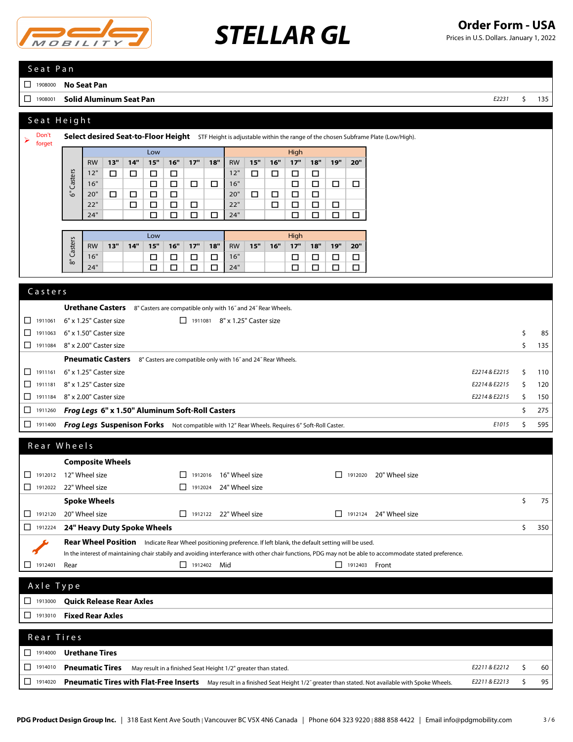# STELLAR GL

**Order Form - USA**
Prices in U.S. Dollars. January 1, 2022

## Seat Pan

| | Code | Item | HCPCS | Price |
|---|---|---|---|---|
| ☐ | 1908000 | **No Seat Pan** | | |
| ☐ | 1908001 | **Solid Aluminum Seat Pan** | *E2231* | $ 135 |

## Seat Height

➤ Don't forget

**Select desired Seat-to-Floor Height** STF Height is adjustable within the range of the chosen Subframe Plate (Low/High).

**6" Casters**

| | Low | | | | | | | High | | | | | | |
|---|---|---|---|---|---|---|---|---|---|---|---|---|---|---|
| RW | 13" | 14" | 15" | 16" | 17" | 18" | RW | 15" | 16" | 17" | 18" | 19" | 20" |
| 12" | ☐ | ☐ | ☐ | ☐ | | | 12" | ☐ | ☐ | ☐ | ☐ | | |
| 16" | | | ☐ | ☐ | ☐ | ☐ | 16" | | | ☐ | ☐ | ☐ | ☐ |
| 20" | ☐ | ☐ | ☐ | ☐ | | | 20" | ☐ | ☐ | ☐ | ☐ | | |
| 22" | | ☐ | ☐ | ☐ | ☐ | | 22" | | ☐ | ☐ | ☐ | ☐ | |
| 24" | | | ☐ | ☐ | ☐ | ☐ | 24" | | | ☐ | ☐ | ☐ | ☐ |

**8" Casters**

| | Low | | | | | | | High | | | | | | |
|---|---|---|---|---|---|---|---|---|---|---|---|---|---|---|
| RW | 13" | 14" | 15" | 16" | 17" | 18" | RW | 15" | 16" | 17" | 18" | 19" | 20" |
| 16" | | | ☐ | ☐ | ☐ | ☐ | 16" | | | ☐ | ☐ | ☐ | ☐ |
| 24" | | | ☐ | ☐ | ☐ | ☐ | 24" | | | ☐ | ☐ | ☐ | ☐ |

## Casters

**Urethane Casters** 8" Casters are compatible only with 16" and 24" Rear Wheels.

| | Code | Item | HCPCS | Price |
|---|---|---|---|---|
| ☐ | 1911061 | 6" x 1.25" Caster size | | |
| ☐ | 1911081 | 8" x 1.25" Caster size | | |
| ☐ | 1911063 | 6" x 1.50" Caster size | | $ 85 |
| ☐ | 1911084 | 8" x 2.00" Caster size | | $ 135 |

**Pneumatic Casters** 8" Casters are compatible only with 16" and 24" Rear Wheels.

| | Code | Item | HCPCS | Price |
|---|---|---|---|---|
| ☐ | 1911161 | 6" x 1.25" Caster size | *E2214 & E2215* | $ 110 |
| ☐ | 1911181 | 8" x 1.25" Caster size | *E2214 & E2215* | $ 120 |
| ☐ | 1911184 | 8" x 2.00" Caster size | *E2214 & E2215* | $ 150 |
| ☐ | 1911260 | ***Frog Legs*** **6" x 1.50" Aluminum Soft-Roll Casters** | | $ 275 |
| ☐ | 1911400 | ***Frog Legs*** **Suspenion Forks** Not compatible with 12" Rear Wheels. Requires 6" Soft-Roll Caster. | *E1015* | $ 595 |

## Rear Wheels

**Composite Wheels**

| | Code | Item |
|---|---|---|
| ☐ | 1912012 | 12" Wheel size |
| ☐ | 1912016 | 16" Wheel size |
| ☐ | 1912020 | 20" Wheel size |
| ☐ | 1912022 | 22" Wheel size |
| ☐ | 1912024 | 24" Wheel size |

**Spoke Wheels** — $ 75

| | Code | Item |
|---|---|---|
| ☐ | 1912120 | 20" Wheel size |
| ☐ | 1912122 | 22" Wheel size |
| ☐ | 1912124 | 24" Wheel size |

| | Code | Item | Price |
|---|---|---|---|
| ☐ | 1912224 | **24" Heavy Duty Spoke Wheels** | $ 350 |

**Rear Wheel Position** Indicate Rear Wheel positioning preference. If left blank, the default setting will be used.
In the interest of maintaining chair stabily and avoiding interference with other chair functions, PDG may not be able to accommodate stated preference.

| | Code | Item |
|---|---|---|
| ☐ | 1912401 | Rear |
| ☐ | 1912402 | Mid |
| ☐ | 1912403 | Front |

## Axle Type

| | Code | Item |
|---|---|---|
| ☐ | 1913000 | **Quick Release Rear Axles** |
| ☐ | 1913010 | **Fixed Rear Axles** |

## Rear Tires

| | Code | Item | HCPCS | Price |
|---|---|---|---|---|
| ☐ | 1914000 | **Urethane Tires** | | |
| ☐ | 1914010 | **Pneumatic Tires** May result in a finished Seat Height 1/2" greater than stated. | *E2211 & E2212* | $ 60 |
| ☐ | 1914020 | **Pneumatic Tires with Flat-Free Inserts** May result in a finished Seat Height 1/2" greater than stated. Not available with Spoke Wheels. | *E2211 & E2213* | $ 95 |

**PDG Product Design Group Inc.** | 318 East Kent Ave South | Vancouver BC V5X 4N6 Canada | Phone 604 323 9220 | 888 858 4422 | Email info@pdgmobility.com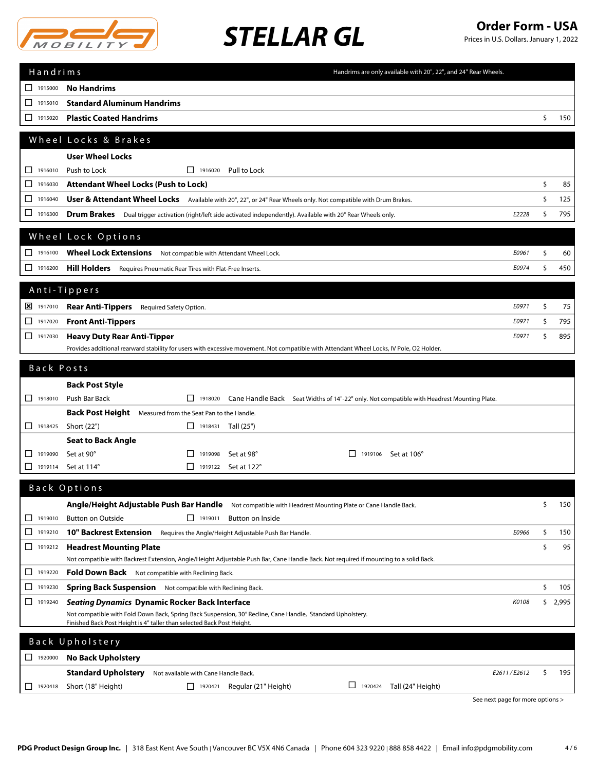# STELLAR GL

**Order Form - USA**
Prices in U.S. Dollars. January 1, 2022

## Handrims

Handrims are only available with 20", 22", and 24" Rear Wheels.

| | Code | Option | HCPCS | Price |
|---|---|---|---|---|
| ☐ | 1915000 | **No Handrims** | | |
| ☐ | 1915010 | **Standard Aluminum Handrims** | | |
| ☐ | 1915020 | **Plastic Coated Handrims** | | $ 150 |

## Wheel Locks & Brakes

| | Code | Option | HCPCS | Price |
|---|---|---|---|---|
| | | **User Wheel Locks** | | |
| ☐ | 1916010 | Push to Lock &nbsp;&nbsp; ☐ 1916020 Pull to Lock | | |
| ☐ | 1916030 | **Attendant Wheel Locks (Push to Lock)** | | $ 85 |
| ☐ | 1916040 | **User & Attendant Wheel Locks** Available with 20", 22", or 24" Rear Wheels only. Not compatible with Drum Brakes. | | $ 125 |
| ☐ | 1916300 | **Drum Brakes** Dual trigger activation (right/left side activated independently). Available with 20" Rear Wheels only. | E2228 | $ 795 |

## Wheel Lock Options

| | Code | Option | HCPCS | Price |
|---|---|---|---|---|
| ☐ | 1916100 | **Wheel Lock Extensions** Not compatible with Attendant Wheel Lock. | E0961 | $ 60 |
| ☐ | 1916200 | **Hill Holders** Requires Pneumatic Rear Tires with Flat-Free Inserts. | E0974 | $ 450 |

## Anti-Tippers

| | Code | Option | HCPCS | Price |
|---|---|---|---|---|
| ☒ | 1917010 | **Rear Anti-Tippers** Required Safety Option. | E0971 | $ 75 |
| ☐ | 1917020 | **Front Anti-Tippers** | E0971 | $ 795 |
| ☐ | 1917030 | **Heavy Duty Rear Anti-Tipper** Provides additional rearward stability for users with excessive movement. Not compatible with Attendant Wheel Locks, IV Pole, O2 Holder. | E0971 | $ 895 |

## Back Posts

**Back Post Style**

- ☐ 1918010 Push Bar Back
- ☐ 1918020 Cane Handle Back — Seat Widths of 14"-22" only. Not compatible with Headrest Mounting Plate.

**Back Post Height** Measured from the Seat Pan to the Handle.

- ☐ 1918425 Short (22")
- ☐ 1918431 Tall (25")

**Seat to Back Angle**

- ☐ 1919090 Set at 90°
- ☐ 1919098 Set at 98°
- ☐ 1919106 Set at 106°
- ☐ 1919114 Set at 114°
- ☐ 1919122 Set at 122°

## Back Options

| | Code | Option | HCPCS | Price |
|---|---|---|---|---|
| | | **Angle/Height Adjustable Push Bar Handle** Not compatible with Headrest Mounting Plate or Cane Handle Back. | | $ 150 |
| ☐ | 1919010 | Button on Outside &nbsp;&nbsp; ☐ 1919011 Button on Inside | | |
| ☐ | 1919210 | **10" Backrest Extension** Requires the Angle/Height Adjustable Push Bar Handle. | E0966 | $ 150 |
| ☐ | 1919212 | **Headrest Mounting Plate** Not compatible with Backrest Extension, Angle/Height Adjustable Push Bar, Cane Handle Back. Not required if mounting to a solid Back. | | $ 95 |
| ☐ | 1919220 | **Fold Down Back** Not compatible with Reclining Back. | | |
| ☐ | 1919230 | **Spring Back Suspension** Not compatible with Reclining Back. | | $ 105 |
| ☐ | 1919240 | ***Seating Dynamics* Dynamic Rocker Back Interface** Not compatible with Fold Down Back, Spring Back Suspension, 30° Recline, Cane Handle, Standard Upholstery. Finished Back Post Height is 4" taller than selected Back Post Height. | K0108 | $ 2,995 |

## Back Upholstery

| | Code | Option | HCPCS | Price |
|---|---|---|---|---|
| ☐ | 1920000 | **No Back Upholstery** | | |
| | | **Standard Upholstery** Not available with Cane Handle Back. | E2611 / E2612 | $ 195 |
| ☐ | 1920418 | Short (18" Height) &nbsp;&nbsp; ☐ 1920421 Regular (21" Height) &nbsp;&nbsp; ☐ 1920424 Tall (24" Height) | | |

See next page for more options >

PDG Product Design Group Inc. | 318 East Kent Ave South | Vancouver BC V5X 4N6 Canada | Phone 604 323 9220 | 888 858 4422 | Email info@pdgmobility.com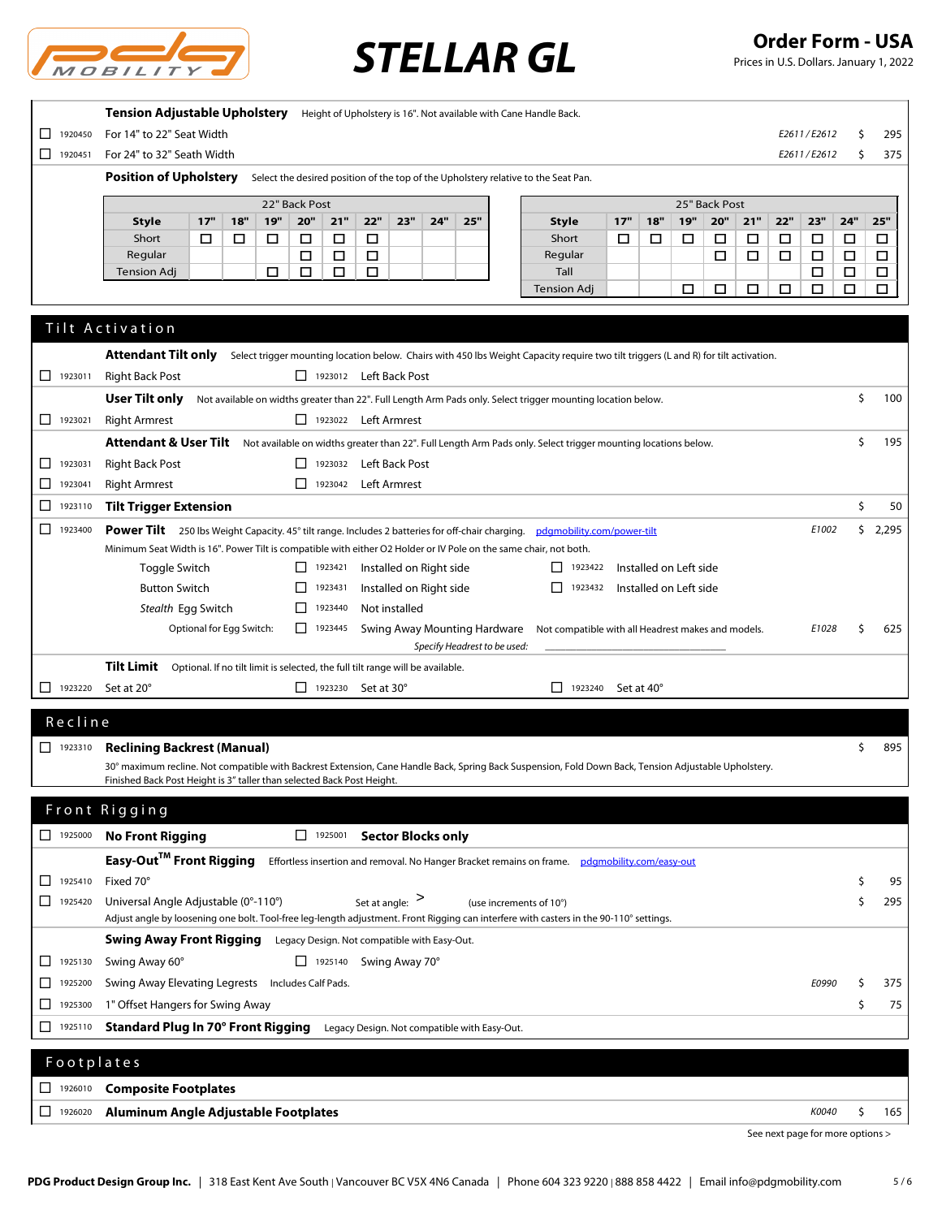# STELLAR GL

## Order Form - USA

Prices in U.S. Dollars. January 1, 2022

**Tension Adjustable Upholstery** Height of Upholstery is 16". Not available with Cane Handle Back.

| | Code | Description | HCPCS | Price |
|---|---|---|---|---|
| ☐ | 1920450 | For 14" to 22" Seat Width | E2611 / E2612 | $ 295 |
| ☐ | 1920451 | For 24" to 32" Seath Width | E2611 / E2612 | $ 375 |

**Position of Upholstery** Select the desired position of the top of the Upholstery relative to the Seat Pan.

| 22" Back Post | | | | | | | | | |
|---|---|---|---|---|---|---|---|---|---|
| Style | 17" | 18" | 19" | 20" | 21" | 22" | 23" | 24" | 25" |
| Short | ☐ | ☐ | ☐ | ☐ | ☐ | ☐ | | | |
| Regular | | | | ☐ | ☐ | ☐ | | | |
| Tension Adj | | | ☐ | ☐ | ☐ | ☐ | | | |

| 25" Back Post | | | | | | | | | |
|---|---|---|---|---|---|---|---|---|---|
| Style | 17" | 18" | 19" | 20" | 21" | 22" | 23" | 24" | 25" |
| Short | ☐ | ☐ | ☐ | ☐ | ☐ | ☐ | ☐ | ☐ | ☐ |
| Regular | | | | ☐ | ☐ | ☐ | ☐ | ☐ | ☐ |
| Tall | | | | | | | ☐ | ☐ | ☐ |
| Tension Adj | | | ☐ | ☐ | ☐ | ☐ | ☐ | ☐ | ☐ |

## Tilt Activation

**Attendant Tilt only** Select trigger mounting location below. Chairs with 450 lbs Weight Capacity require two tilt triggers (L and R) for tilt activation.

- ☐ 1923011 Right Back Post
- ☐ 1923012 Left Back Post

**User Tilt only** Not available on widths greater than 22". Full Length Arm Pads only. Select trigger mounting location below. — $ 100

- ☐ 1923021 Right Armrest
- ☐ 1923022 Left Armrest

**Attendant & User Tilt** Not available on widths greater than 22". Full Length Arm Pads only. Select trigger mounting locations below. — $ 195

- ☐ 1923031 Right Back Post
- ☐ 1923032 Left Back Post
- ☐ 1923041 Right Armrest
- ☐ 1923042 Left Armrest

☐ 1923110 **Tilt Trigger Extension** — $ 50

☐ 1923400 **Power Tilt** 250 lbs Weight Capacity. 45° tilt range. Includes 2 batteries for off-chair charging. pdgmobility.com/power-tilt — E1002 — $ 2,295

Minimum Seat Width is 16". Power Tilt is compatible with either O2 Holder or IV Pole on the same chair, not both.

- Toggle Switch: ☐ 1923421 Installed on Right side; ☐ 1923422 Installed on Left side
- Button Switch: ☐ 1923431 Installed on Right side; ☐ 1923432 Installed on Left side
- *Stealth* Egg Switch: ☐ 1923440 Not installed
- Optional for Egg Switch: ☐ 1923445 Swing Away Mounting Hardware — Not compatible with all Headrest makes and models. — E1028 — $ 625

*Specify Headrest to be used:* ____________________

**Tilt Limit** Optional. If no tilt limit is selected, the full tilt range will be available.

- ☐ 1923220 Set at 20°
- ☐ 1923230 Set at 30°
- ☐ 1923240 Set at 40°

## Recline

☐ 1923310 **Reclining Backrest (Manual)** — $ 895

30° maximum recline. Not compatible with Backrest Extension, Cane Handle Back, Spring Back Suspension, Fold Down Back, Tension Adjustable Upholstery.
Finished Back Post Height is 3" taller than selected Back Post Height.

## Front Rigging

- ☐ 1925000 **No Front Rigging**
- ☐ 1925001 **Sector Blocks only**

**Easy-Out[TM] Front Rigging** Effortless insertion and removal. No Hanger Bracket remains on frame. pdgmobility.com/easy-out

- ☐ 1925410 Fixed 70° — $ 95
- ☐ 1925420 Universal Angle Adjustable (0°-110°) Set at angle: > (use increments of 10°) — $ 295

Adjust angle by loosening one bolt. Tool-free leg-length adjustment. Front Rigging can interfere with casters in the 90-110° settings.

**Swing Away Front Rigging** Legacy Design. Not compatible with Easy-Out.

- ☐ 1925130 Swing Away 60°
- ☐ 1925140 Swing Away 70°
- ☐ 1925200 Swing Away Elevating Legrests — Includes Calf Pads. — E0990 — $ 375
- ☐ 1925300 1" Offset Hangers for Swing Away — $ 75
- ☐ 1925110 **Standard Plug In 70° Front Rigging** Legacy Design. Not compatible with Easy-Out.

## Footplates

- ☐ 1926010 **Composite Footplates**
- ☐ 1926020 **Aluminum Angle Adjustable Footplates** — K0040 — $ 165

See next page for more options >

PDG Product Design Group Inc. | 318 East Kent Ave South | Vancouver BC V5X 4N6 Canada | Phone 604 323 9220 | 888 858 4422 | Email info@pdgmobility.com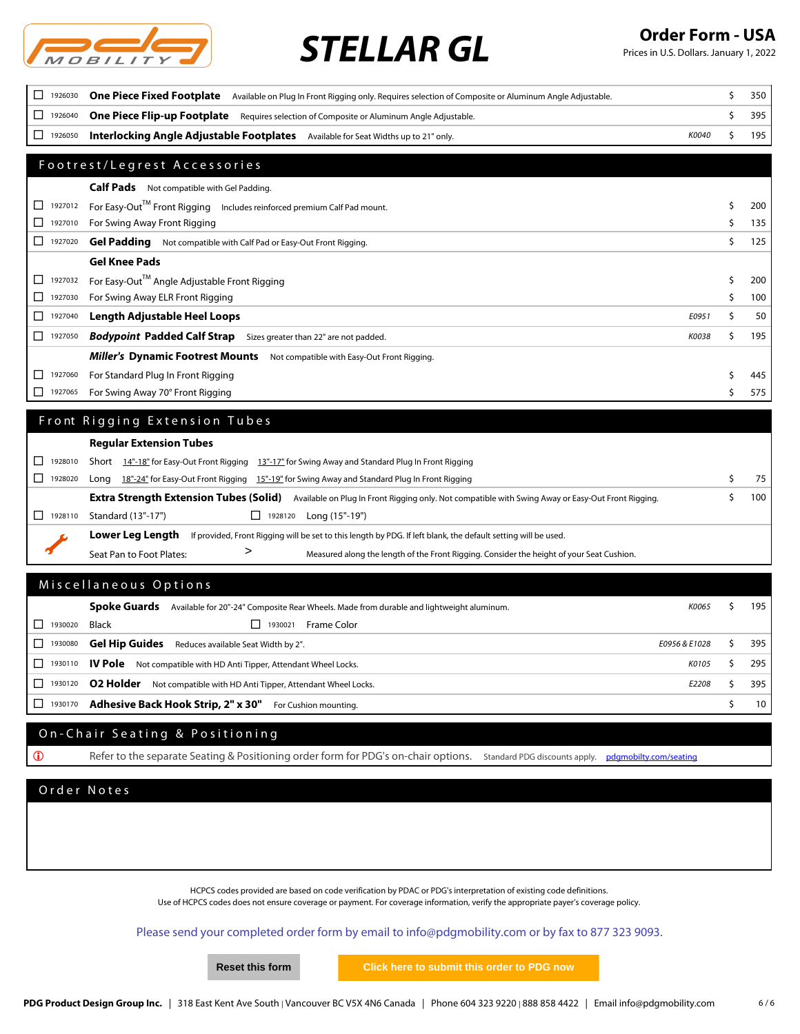# STELLAR GL

## Order Form - USA

Prices in U.S. Dollars. January 1, 2022

| | | | | | |
|---|---|---|---|---|---|
| ☐ | 1926030 | **One Piece Fixed Footplate** Available on Plug In Front Rigging only. Requires selection of Composite or Aluminum Angle Adjustable. | | $ | 350 |
| ☐ | 1926040 | **One Piece Flip-up Footplate** Requires selection of Composite or Aluminum Angle Adjustable. | | $ | 395 |
| ☐ | 1926050 | **Interlocking Angle Adjustable Footplates** Available for Seat Widths up to 21" only. | *K0040* | $ | 195 |

## Footrest/Legrest Accessories

| | | | | | |
|---|---|---|---|---|---|
| | | **Calf Pads** Not compatible with Gel Padding. | | | |
| ☐ | 1927012 | For Easy-Out™ Front Rigging Includes reinforced premium Calf Pad mount. | | $ | 200 |
| ☐ | 1927010 | For Swing Away Front Rigging | | $ | 135 |
| ☐ | 1927020 | **Gel Padding** Not compatible with Calf Pad or Easy-Out Front Rigging. | | $ | 125 |
| | | **Gel Knee Pads** | | | |
| ☐ | 1927032 | For Easy-Out™ Angle Adjustable Front Rigging | | $ | 200 |
| ☐ | 1927030 | For Swing Away ELR Front Rigging | | $ | 100 |
| ☐ | 1927040 | **Length Adjustable Heel Loops** | *E0951* | $ | 50 |
| ☐ | 1927050 | ***Bodypoint* Padded Calf Strap** Sizes greater than 22" are not padded. | *K0038* | $ | 195 |
| | | ***Miller's* Dynamic Footrest Mounts** Not compatible with Easy-Out Front Rigging. | | | |
| ☐ | 1927060 | For Standard Plug In Front Rigging | | $ | 445 |
| ☐ | 1927065 | For Swing Away 70° Front Rigging | | $ | 575 |

## Front Rigging Extension Tubes

| | | | | |
|---|---|---|---|---|
| | | **Regular Extension Tubes** | | |
| ☐ | 1928010 | Short 14"-18" for Easy-Out Front Rigging 13"-17" for Swing Away and Standard Plug In Front Rigging | | |
| ☐ | 1928020 | Long 18"-24" for Easy-Out Front Rigging 15"-19" for Swing Away and Standard Plug In Front Rigging | $ | 75 |
| | | **Extra Strength Extension Tubes (Solid)** Available on Plug In Front Rigging only. Not compatible with Swing Away or Easy-Out Front Rigging. | $ | 100 |
| ☐ | 1928110 | Standard (13"-17") ☐ 1928120 Long (15"-19") | | |
| | | **Lower Leg Length** If provided, Front Rigging will be set to this length by PDG. If left blank, the default setting will be used. | | |
| | | Seat Pan to Foot Plates: > Measured along the length of the Front Rigging. Consider the height of your Seat Cushion. | | |

## Miscellaneous Options

| | | | | | |
|---|---|---|---|---|---|
| | | **Spoke Guards** Available for 20"-24" Composite Rear Wheels. Made from durable and lightweight aluminum. | *K0065* | $ | 195 |
| ☐ | 1930020 | Black ☐ 1930021 Frame Color | | | |
| ☐ | 1930080 | **Gel Hip Guides** Reduces available Seat Width by 2". | *E0956 & E1028* | $ | 395 |
| ☐ | 1930110 | **IV Pole** Not compatible with HD Anti Tipper, Attendant Wheel Locks. | *K0105* | $ | 295 |
| ☐ | 1930120 | **O2 Holder** Not compatible with HD Anti Tipper, Attendant Wheel Locks. | *E2208* | $ | 395 |
| ☐ | 1930170 | **Adhesive Back Hook Strip, 2" x 30"** For Cushion mounting. | | $ | 10 |

## On-Chair Seating & Positioning

Refer to the separate Seating & Positioning order form for PDG's on-chair options. Standard PDG discounts apply. pdgmobilty.com/seating

## Order Notes

HCPCS codes provided are based on code verification by PDAC or PDG's interpretation of existing code definitions.
Use of HCPCS codes does not ensure coverage or payment. For coverage information, verify the appropriate payer's coverage policy.

Please send your completed order form by email to info@pdgmobility.com or by fax to 877 323 9093.

Reset this form | Click here to submit this order to PDG now

**PDG Product Design Group Inc.** | 318 East Kent Ave South | Vancouver BC V5X 4N6 Canada | Phone 604 323 9220 | 888 858 4422 | Email info@pdgmobility.com